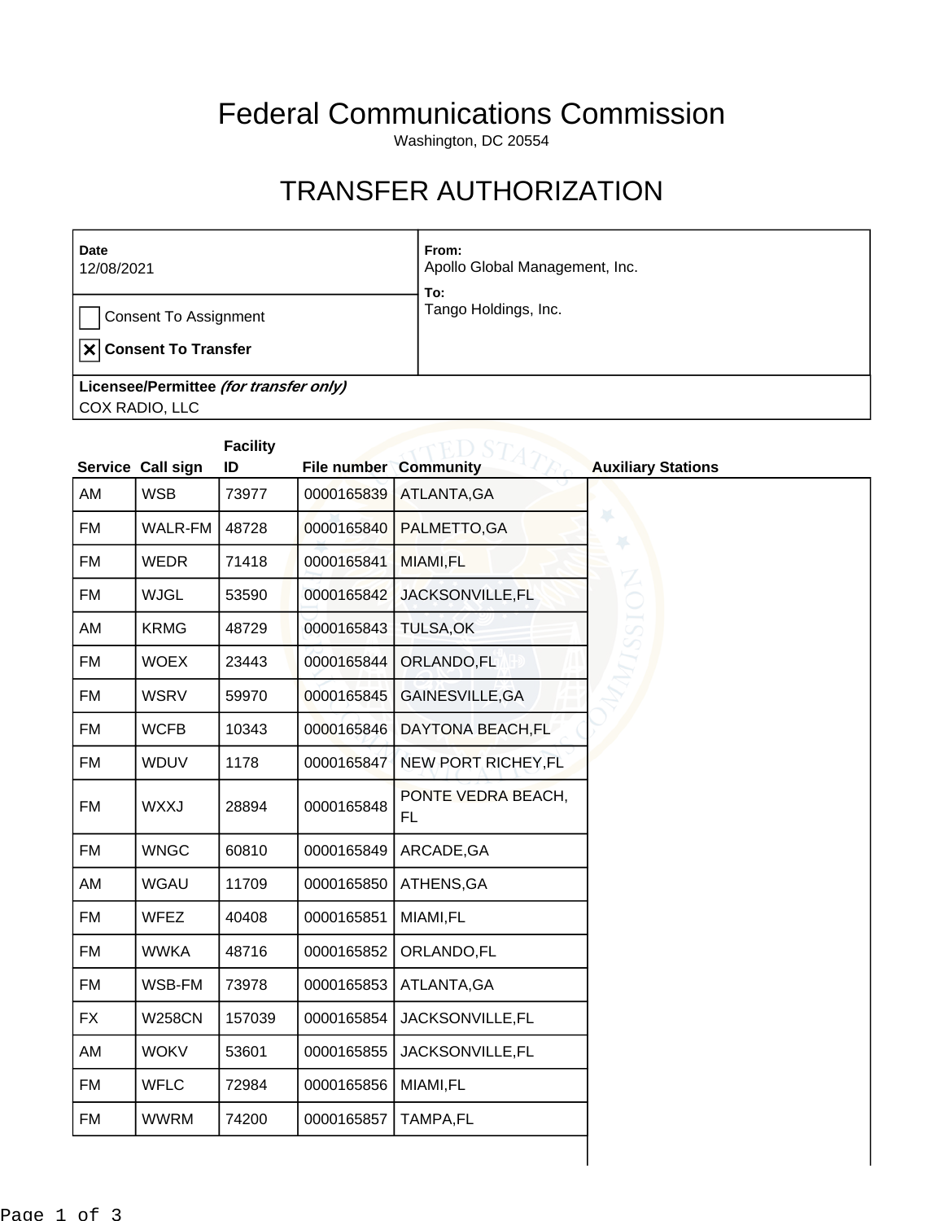# Federal Communications Commission

Washington, DC 20554

## TRANSFER AUTHORIZATION

| | |
|---|---|
| **Date** 12/08/2021 | **From:** Apollo Global Management, Inc. **To:** Tango Holdings, Inc. |
| ☐ Consent To Assignment ☒ **Consent To Transfer** | |
| **Licensee/Permittee** ***(for transfer only)*** COX RADIO, LLC | |

| Service | Call sign | Facility ID | File number | Community | Auxiliary Stations |
|---|---|---|---|---|---|
| AM | WSB | 73977 | 0000165839 | ATLANTA,GA | |
| FM | WALR-FM | 48728 | 0000165840 | PALMETTO,GA | |
| FM | WEDR | 71418 | 0000165841 | MIAMI,FL | |
| FM | WJGL | 53590 | 0000165842 | JACKSONVILLE,FL | |
| AM | KRMG | 48729 | 0000165843 | TULSA,OK | |
| FM | WOEX | 23443 | 0000165844 | ORLANDO,FL | |
| FM | WSRV | 59970 | 0000165845 | GAINESVILLE,GA | |
| FM | WCFB | 10343 | 0000165846 | DAYTONA BEACH,FL | |
| FM | WDUV | 1178 | 0000165847 | NEW PORT RICHEY,FL | |
| FM | WXXJ | 28894 | 0000165848 | PONTE VEDRA BEACH, FL | |
| FM | WNGC | 60810 | 0000165849 | ARCADE,GA | |
| AM | WGAU | 11709 | 0000165850 | ATHENS,GA | |
| FM | WFEZ | 40408 | 0000165851 | MIAMI,FL | |
| FM | WWKA | 48716 | 0000165852 | ORLANDO,FL | |
| FM | WSB-FM | 73978 | 0000165853 | ATLANTA,GA | |
| FX | W258CN | 157039 | 0000165854 | JACKSONVILLE,FL | |
| AM | WOKV | 53601 | 0000165855 | JACKSONVILLE,FL | |
| FM | WFLC | 72984 | 0000165856 | MIAMI,FL | |
| FM | WWRM | 74200 | 0000165857 | TAMPA,FL | |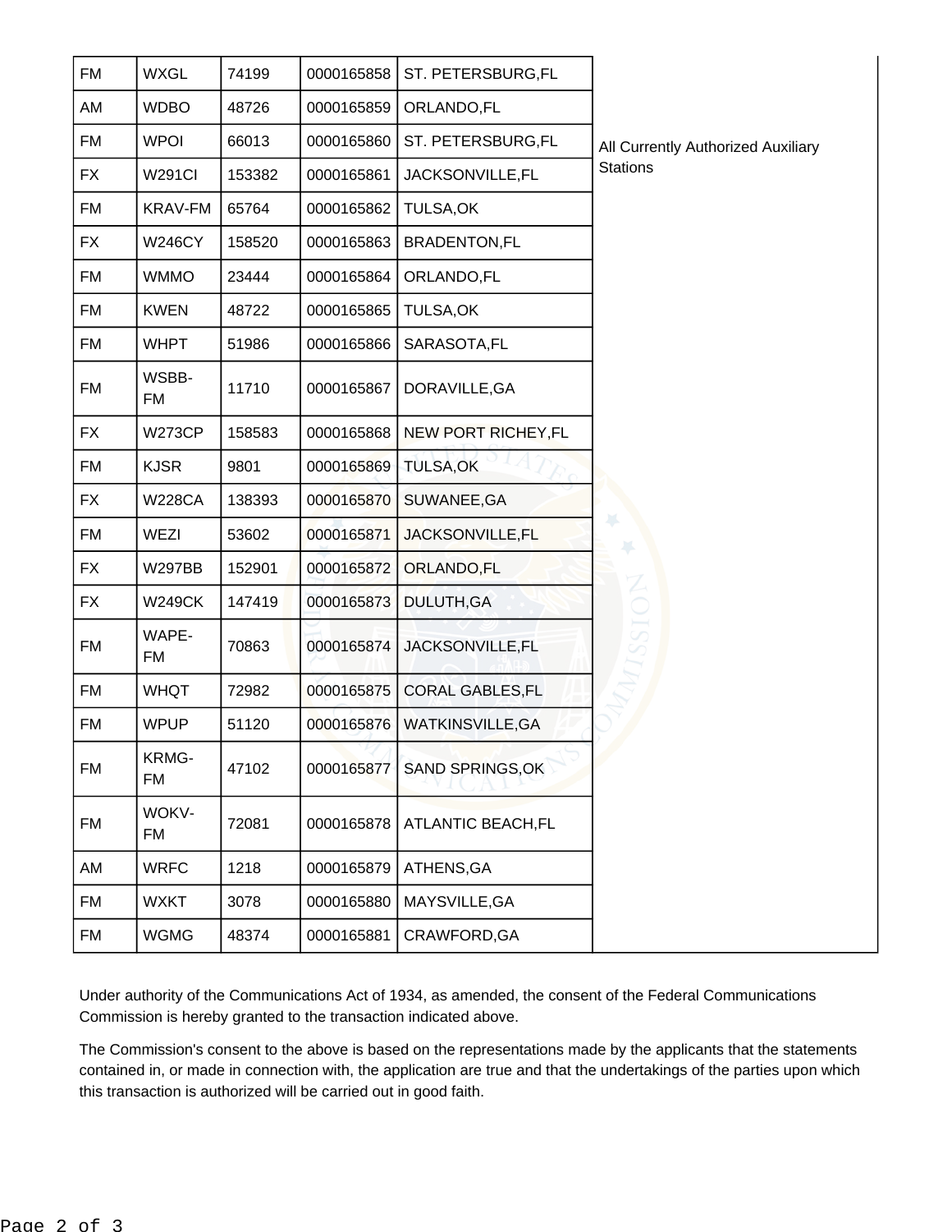| FM | WXGL | 74199 | 0000165858 | ST. PETERSBURG,FL | All Currently Authorized Auxiliary Stations |
|---|---|---|---|---|---|
| AM | WDBO | 48726 | 0000165859 | ORLANDO,FL | |
| FM | WPOI | 66013 | 0000165860 | ST. PETERSBURG,FL | |
| FX | W291CI | 153382 | 0000165861 | JACKSONVILLE,FL | |
| FM | KRAV-FM | 65764 | 0000165862 | TULSA,OK | |
| FX | W246CY | 158520 | 0000165863 | BRADENTON,FL | |
| FM | WMMO | 23444 | 0000165864 | ORLANDO,FL | |
| FM | KWEN | 48722 | 0000165865 | TULSA,OK | |
| FM | WHPT | 51986 | 0000165866 | SARASOTA,FL | |
| FM | WSBB-FM | 11710 | 0000165867 | DORAVILLE,GA | |
| FX | W273CP | 158583 | 0000165868 | NEW PORT RICHEY,FL | |
| FM | KJSR | 9801 | 0000165869 | TULSA,OK | |
| FX | W228CA | 138393 | 0000165870 | SUWANEE,GA | |
| FM | WEZI | 53602 | 0000165871 | JACKSONVILLE,FL | |
| FX | W297BB | 152901 | 0000165872 | ORLANDO,FL | |
| FX | W249CK | 147419 | 0000165873 | DULUTH,GA | |
| FM | WAPE-FM | 70863 | 0000165874 | JACKSONVILLE,FL | |
| FM | WHQT | 72982 | 0000165875 | CORAL GABLES,FL | |
| FM | WPUP | 51120 | 0000165876 | WATKINSVILLE,GA | |
| FM | KRMG-FM | 47102 | 0000165877 | SAND SPRINGS,OK | |
| FM | WOKV-FM | 72081 | 0000165878 | ATLANTIC BEACH,FL | |
| AM | WRFC | 1218 | 0000165879 | ATHENS,GA | |
| FM | WXKT | 3078 | 0000165880 | MAYSVILLE,GA | |
| FM | WGMG | 48374 | 0000165881 | CRAWFORD,GA | |

Under authority of the Communications Act of 1934, as amended, the consent of the Federal Communications Commission is hereby granted to the transaction indicated above.

The Commission's consent to the above is based on the representations made by the applicants that the statements contained in, or made in connection with, the application are true and that the undertakings of the parties upon which this transaction is authorized will be carried out in good faith.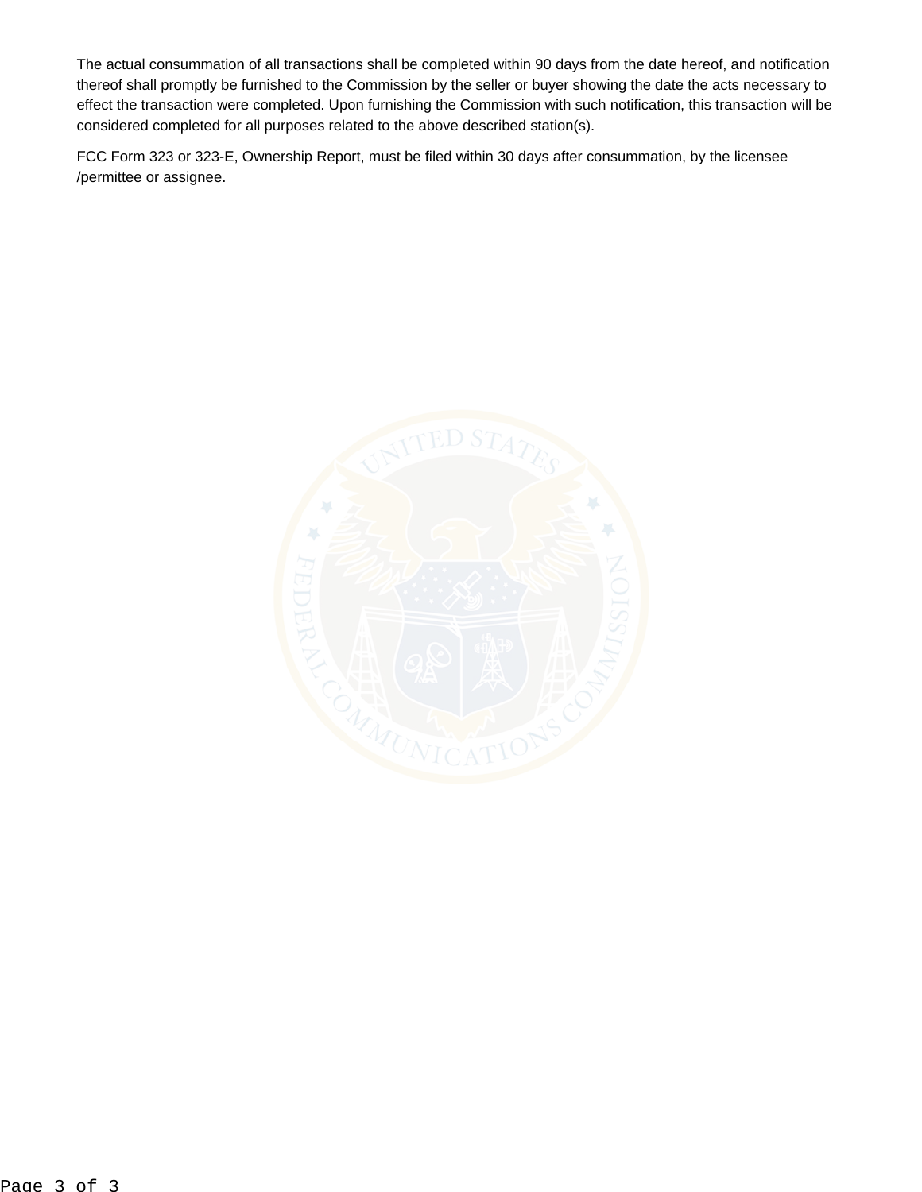The actual consummation of all transactions shall be completed within 90 days from the date hereof, and notification thereof shall promptly be furnished to the Commission by the seller or buyer showing the date the acts necessary to effect the transaction were completed. Upon furnishing the Commission with such notification, this transaction will be considered completed for all purposes related to the above described station(s).

FCC Form 323 or 323-E, Ownership Report, must be filed within 30 days after consummation, by the licensee /permittee or assignee.